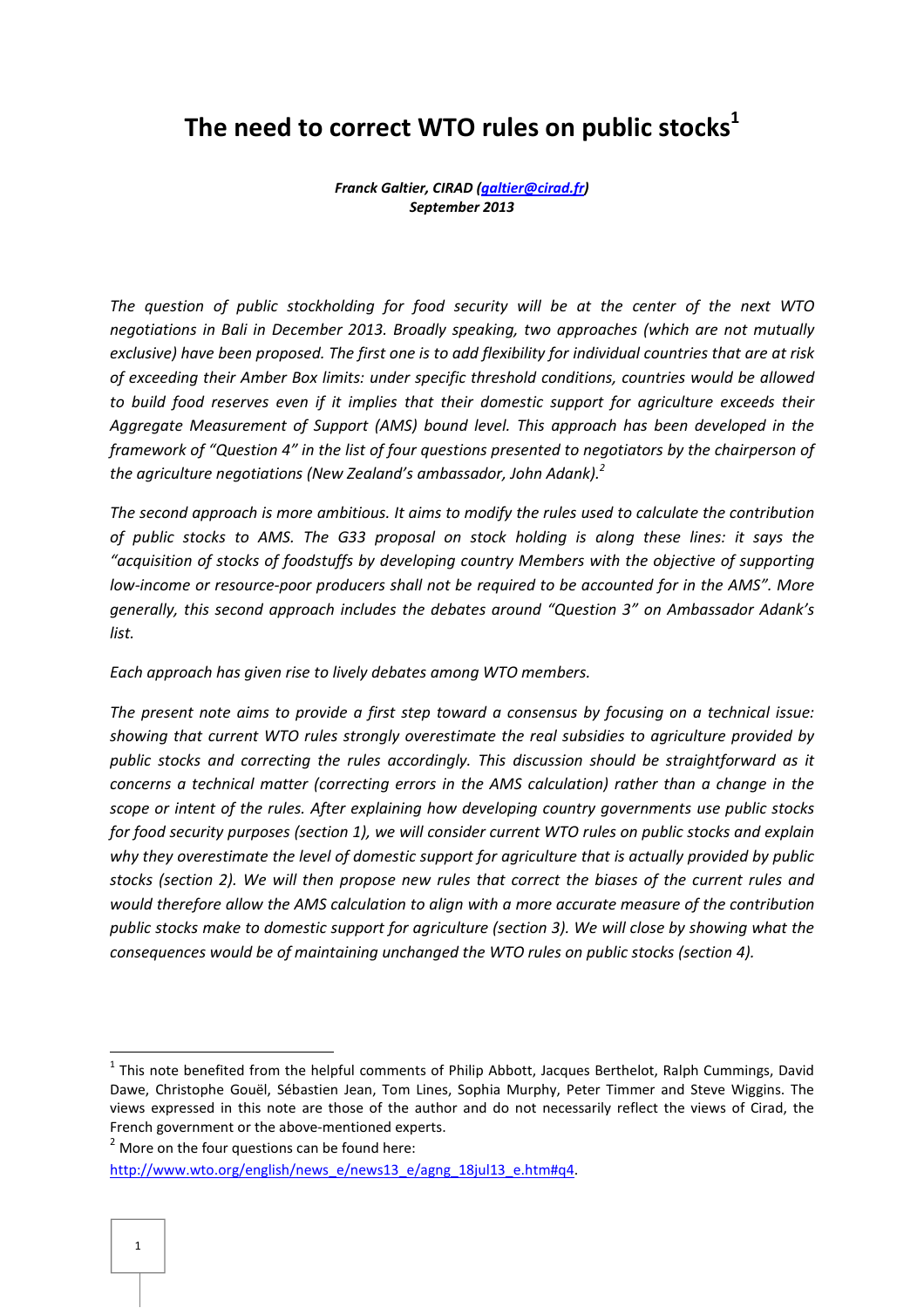# The need to correct WTO rules on public stocks[1]

***Franck Galtier, CIRAD (galtier@cirad.fr)***
***September 2013***

*The question of public stockholding for food security will be at the center of the next WTO negotiations in Bali in December 2013. Broadly speaking, two approaches (which are not mutually exclusive) have been proposed. The first one is to add flexibility for individual countries that are at risk of exceeding their Amber Box limits: under specific threshold conditions, countries would be allowed to build food reserves even if it implies that their domestic support for agriculture exceeds their Aggregate Measurement of Support (AMS) bound level. This approach has been developed in the framework of "Question 4" in the list of four questions presented to negotiators by the chairperson of the agriculture negotiations (New Zealand's ambassador, John Adank).[2]*

*The second approach is more ambitious. It aims to modify the rules used to calculate the contribution of public stocks to AMS. The G33 proposal on stock holding is along these lines: it says the "acquisition of stocks of foodstuffs by developing country Members with the objective of supporting low-income or resource-poor producers shall not be required to be accounted for in the AMS". More generally, this second approach includes the debates around "Question 3" on Ambassador Adank's list.*

*Each approach has given rise to lively debates among WTO members.*

*The present note aims to provide a first step toward a consensus by focusing on a technical issue: showing that current WTO rules strongly overestimate the real subsidies to agriculture provided by public stocks and correcting the rules accordingly. This discussion should be straightforward as it concerns a technical matter (correcting errors in the AMS calculation) rather than a change in the scope or intent of the rules. After explaining how developing country governments use public stocks for food security purposes (section 1), we will consider current WTO rules on public stocks and explain why they overestimate the level of domestic support for agriculture that is actually provided by public stocks (section 2). We will then propose new rules that correct the biases of the current rules and would therefore allow the AMS calculation to align with a more accurate measure of the contribution public stocks make to domestic support for agriculture (section 3). We will close by showing what the consequences would be of maintaining unchanged the WTO rules on public stocks (section 4).*

---

[1] This note benefited from the helpful comments of Philip Abbott, Jacques Berthelot, Ralph Cummings, David Dawe, Christophe Gouël, Sébastien Jean, Tom Lines, Sophia Murphy, Peter Timmer and Steve Wiggins. The views expressed in this note are those of the author and do not necessarily reflect the views of Cirad, the French government or the above-mentioned experts.

[2] More on the four questions can be found here: http://www.wto.org/english/news_e/news13_e/agng_18jul13_e.htm#q4.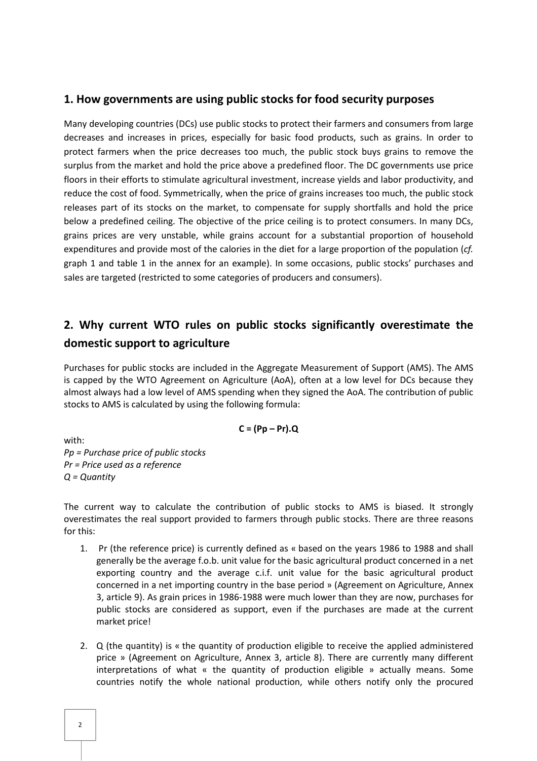## 1. How governments are using public stocks for food security purposes

Many developing countries (DCs) use public stocks to protect their farmers and consumers from large decreases and increases in prices, especially for basic food products, such as grains. In order to protect farmers when the price decreases too much, the public stock buys grains to remove the surplus from the market and hold the price above a predefined floor. The DC governments use price floors in their efforts to stimulate agricultural investment, increase yields and labor productivity, and reduce the cost of food. Symmetrically, when the price of grains increases too much, the public stock releases part of its stocks on the market, to compensate for supply shortfalls and hold the price below a predefined ceiling. The objective of the price ceiling is to protect consumers. In many DCs, grains prices are very unstable, while grains account for a substantial proportion of household expenditures and provide most of the calories in the diet for a large proportion of the population (*cf.* graph 1 and table 1 in the annex for an example). In some occasions, public stocks' purchases and sales are targeted (restricted to some categories of producers and consumers).

## 2. Why current WTO rules on public stocks significantly overestimate the domestic support to agriculture

Purchases for public stocks are included in the Aggregate Measurement of Support (AMS). The AMS is capped by the WTO Agreement on Agriculture (AoA), often at a low level for DCs because they almost always had a low level of AMS spending when they signed the AoA. The contribution of public stocks to AMS is calculated by using the following formula:

$$C = (Pp - Pr).Q$$

with:
*Pp = Purchase price of public stocks*
*Pr = Price used as a reference*
*Q = Quantity*

The current way to calculate the contribution of public stocks to AMS is biased. It strongly overestimates the real support provided to farmers through public stocks. There are three reasons for this:

1. Pr (the reference price) is currently defined as « based on the years 1986 to 1988 and shall generally be the average f.o.b. unit value for the basic agricultural product concerned in a net exporting country and the average c.i.f. unit value for the basic agricultural product concerned in a net importing country in the base period » (Agreement on Agriculture, Annex 3, article 9). As grain prices in 1986-1988 were much lower than they are now, purchases for public stocks are considered as support, even if the purchases are made at the current market price!

2. Q (the quantity) is « the quantity of production eligible to receive the applied administered price » (Agreement on Agriculture, Annex 3, article 8). There are currently many different interpretations of what « the quantity of production eligible » actually means. Some countries notify the whole national production, while others notify only the procured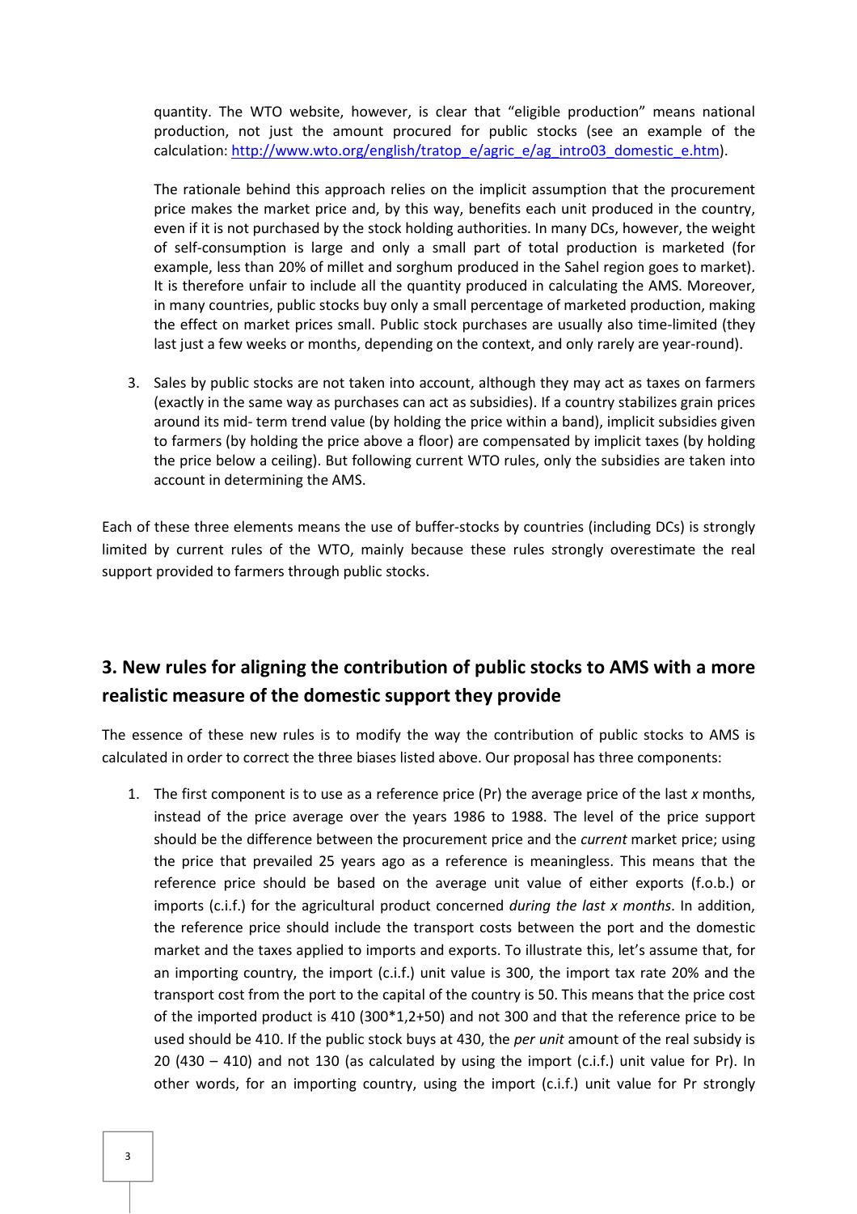quantity. The WTO website, however, is clear that "eligible production" means national production, not just the amount procured for public stocks (see an example of the calculation: [http://www.wto.org/english/tratop_e/agric_e/ag_intro03_domestic_e.htm](http://www.wto.org/english/tratop_e/agric_e/ag_intro03_domestic_e.htm)).

The rationale behind this approach relies on the implicit assumption that the procurement price makes the market price and, by this way, benefits each unit produced in the country, even if it is not purchased by the stock holding authorities. In many DCs, however, the weight of self-consumption is large and only a small part of total production is marketed (for example, less than 20% of millet and sorghum produced in the Sahel region goes to market). It is therefore unfair to include all the quantity produced in calculating the AMS. Moreover, in many countries, public stocks buy only a small percentage of marketed production, making the effect on market prices small. Public stock purchases are usually also time-limited (they last just a few weeks or months, depending on the context, and only rarely are year-round).

3. Sales by public stocks are not taken into account, although they may act as taxes on farmers (exactly in the same way as purchases can act as subsidies). If a country stabilizes grain prices around its mid- term trend value (by holding the price within a band), implicit subsidies given to farmers (by holding the price above a floor) are compensated by implicit taxes (by holding the price below a ceiling). But following current WTO rules, only the subsidies are taken into account in determining the AMS.

Each of these three elements means the use of buffer-stocks by countries (including DCs) is strongly limited by current rules of the WTO, mainly because these rules strongly overestimate the real support provided to farmers through public stocks.

## 3. New rules for aligning the contribution of public stocks to AMS with a more realistic measure of the domestic support they provide

The essence of these new rules is to modify the way the contribution of public stocks to AMS is calculated in order to correct the three biases listed above. Our proposal has three components:

1. The first component is to use as a reference price (Pr) the average price of the last *x* months, instead of the price average over the years 1986 to 1988. The level of the price support should be the difference between the procurement price and the *current* market price; using the price that prevailed 25 years ago as a reference is meaningless. This means that the reference price should be based on the average unit value of either exports (f.o.b.) or imports (c.i.f.) for the agricultural product concerned *during the last x months*. In addition, the reference price should include the transport costs between the port and the domestic market and the taxes applied to imports and exports. To illustrate this, let's assume that, for an importing country, the import (c.i.f.) unit value is 300, the import tax rate 20% and the transport cost from the port to the capital of the country is 50. This means that the price cost of the imported product is 410 (300*1,2+50) and not 300 and that the reference price to be used should be 410. If the public stock buys at 430, the *per unit* amount of the real subsidy is 20 (430 – 410) and not 130 (as calculated by using the import (c.i.f.) unit value for Pr). In other words, for an importing country, using the import (c.i.f.) unit value for Pr strongly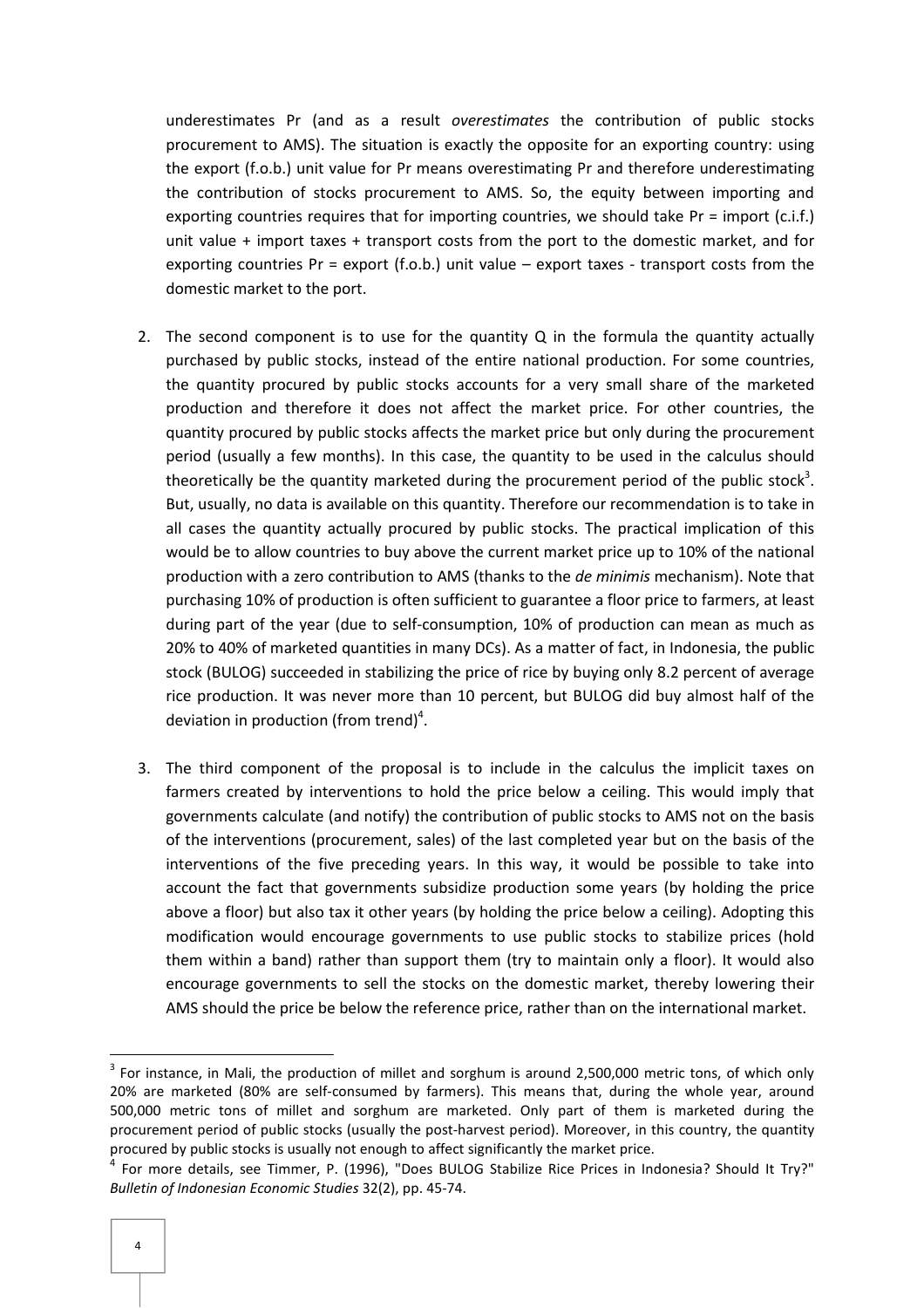underestimates Pr (and as a result *overestimates* the contribution of public stocks procurement to AMS). The situation is exactly the opposite for an exporting country: using the export (f.o.b.) unit value for Pr means overestimating Pr and therefore underestimating the contribution of stocks procurement to AMS. So, the equity between importing and exporting countries requires that for importing countries, we should take Pr = import (c.i.f.) unit value + import taxes + transport costs from the port to the domestic market, and for exporting countries Pr = export (f.o.b.) unit value – export taxes - transport costs from the domestic market to the port.

2. The second component is to use for the quantity Q in the formula the quantity actually purchased by public stocks, instead of the entire national production. For some countries, the quantity procured by public stocks accounts for a very small share of the marketed production and therefore it does not affect the market price. For other countries, the quantity procured by public stocks affects the market price but only during the procurement period (usually a few months). In this case, the quantity to be used in the calculus should theoretically be the quantity marketed during the procurement period of the public stock[3]. But, usually, no data is available on this quantity. Therefore our recommendation is to take in all cases the quantity actually procured by public stocks. The practical implication of this would be to allow countries to buy above the current market price up to 10% of the national production with a zero contribution to AMS (thanks to the *de minimis* mechanism). Note that purchasing 10% of production is often sufficient to guarantee a floor price to farmers, at least during part of the year (due to self-consumption, 10% of production can mean as much as 20% to 40% of marketed quantities in many DCs). As a matter of fact, in Indonesia, the public stock (BULOG) succeeded in stabilizing the price of rice by buying only 8.2 percent of average rice production. It was never more than 10 percent, but BULOG did buy almost half of the deviation in production (from trend)[4].

3. The third component of the proposal is to include in the calculus the implicit taxes on farmers created by interventions to hold the price below a ceiling. This would imply that governments calculate (and notify) the contribution of public stocks to AMS not on the basis of the interventions (procurement, sales) of the last completed year but on the basis of the interventions of the five preceding years. In this way, it would be possible to take into account the fact that governments subsidize production some years (by holding the price above a floor) but also tax it other years (by holding the price below a ceiling). Adopting this modification would encourage governments to use public stocks to stabilize prices (hold them within a band) rather than support them (try to maintain only a floor). It would also encourage governments to sell the stocks on the domestic market, thereby lowering their AMS should the price be below the reference price, rather than on the international market.

---

[3] For instance, in Mali, the production of millet and sorghum is around 2,500,000 metric tons, of which only 20% are marketed (80% are self-consumed by farmers). This means that, during the whole year, around 500,000 metric tons of millet and sorghum are marketed. Only part of them is marketed during the procurement period of public stocks (usually the post-harvest period). Moreover, in this country, the quantity procured by public stocks is usually not enough to affect significantly the market price.

[4] For more details, see Timmer, P. (1996), "Does BULOG Stabilize Rice Prices in Indonesia? Should It Try?" *Bulletin of Indonesian Economic Studies* 32(2), pp. 45-74.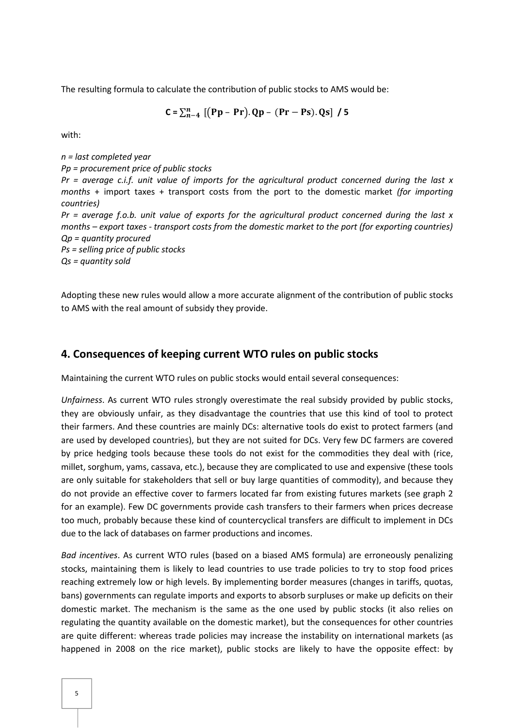The resulting formula to calculate the contribution of public stocks to AMS would be:

$$\mathbf{C} = \sum_{n-4}^{n} \left[ (\mathbf{Pp} - \mathbf{Pr}).\mathbf{Qp} - (\mathbf{Pr} - \mathbf{Ps}).\mathbf{Qs} \right] \;/\; \mathbf{5}$$

with:

*n = last completed year*

*Pp = procurement price of public stocks*

*Pr = average c.i.f. unit value of imports for the agricultural product concerned during the last x months* + import taxes + transport costs from the port to the domestic market *(for importing countries)*

*Pr = average f.o.b. unit value of exports for the agricultural product concerned during the last x months – export taxes - transport costs from the domestic market to the port (for exporting countries)*

*Qp = quantity procured*

*Ps = selling price of public stocks*

*Qs = quantity sold*

Adopting these new rules would allow a more accurate alignment of the contribution of public stocks to AMS with the real amount of subsidy they provide.

## 4. Consequences of keeping current WTO rules on public stocks

Maintaining the current WTO rules on public stocks would entail several consequences:

*Unfairness*. As current WTO rules strongly overestimate the real subsidy provided by public stocks, they are obviously unfair, as they disadvantage the countries that use this kind of tool to protect their farmers. And these countries are mainly DCs: alternative tools do exist to protect farmers (and are used by developed countries), but they are not suited for DCs. Very few DC farmers are covered by price hedging tools because these tools do not exist for the commodities they deal with (rice, millet, sorghum, yams, cassava, etc.), because they are complicated to use and expensive (these tools are only suitable for stakeholders that sell or buy large quantities of commodity), and because they do not provide an effective cover to farmers located far from existing futures markets (see graph 2 for an example). Few DC governments provide cash transfers to their farmers when prices decrease too much, probably because these kind of countercyclical transfers are difficult to implement in DCs due to the lack of databases on farmer productions and incomes.

*Bad incentives*. As current WTO rules (based on a biased AMS formula) are erroneously penalizing stocks, maintaining them is likely to lead countries to use trade policies to try to stop food prices reaching extremely low or high levels. By implementing border measures (changes in tariffs, quotas, bans) governments can regulate imports and exports to absorb surpluses or make up deficits on their domestic market. The mechanism is the same as the one used by public stocks (it also relies on regulating the quantity available on the domestic market), but the consequences for other countries are quite different: whereas trade policies may increase the instability on international markets (as happened in 2008 on the rice market), public stocks are likely to have the opposite effect: by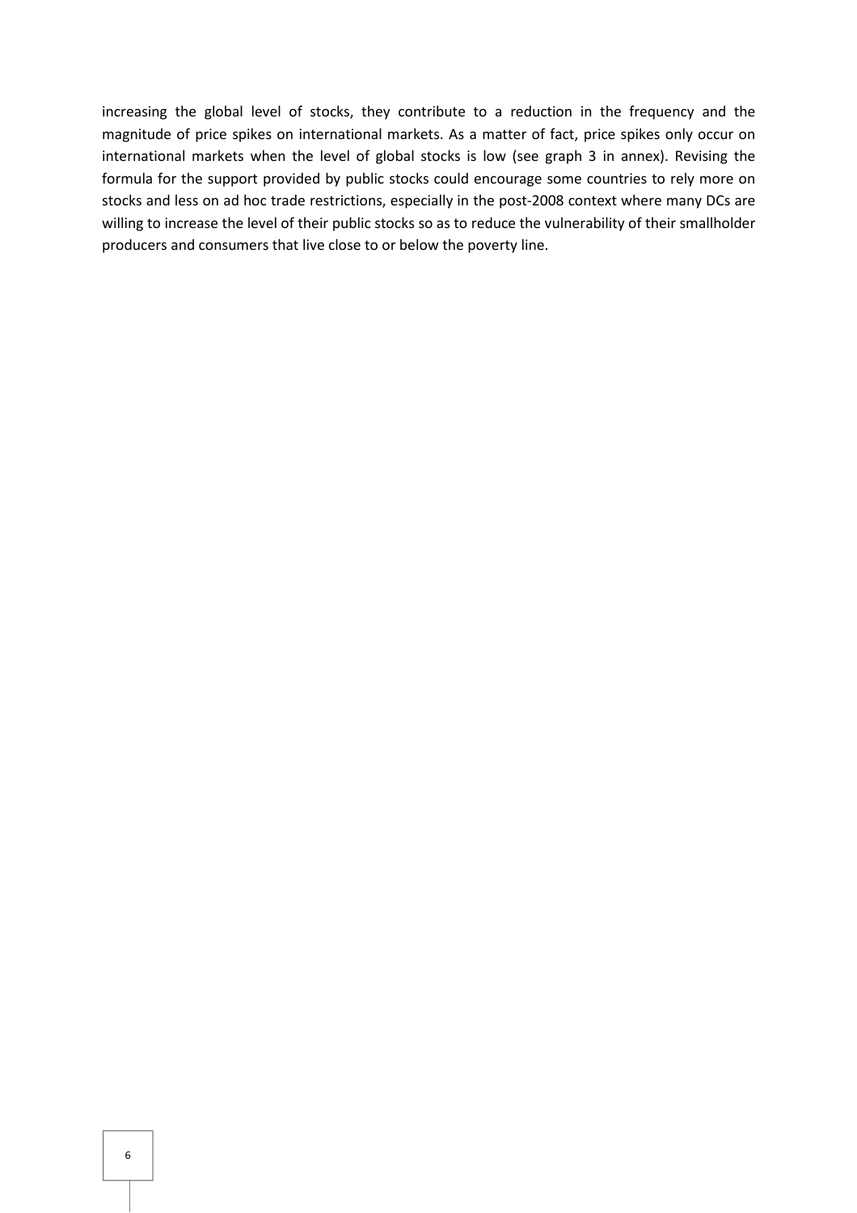increasing the global level of stocks, they contribute to a reduction in the frequency and the magnitude of price spikes on international markets. As a matter of fact, price spikes only occur on international markets when the level of global stocks is low (see graph 3 in annex). Revising the formula for the support provided by public stocks could encourage some countries to rely more on stocks and less on ad hoc trade restrictions, especially in the post-2008 context where many DCs are willing to increase the level of their public stocks so as to reduce the vulnerability of their smallholder producers and consumers that live close to or below the poverty line.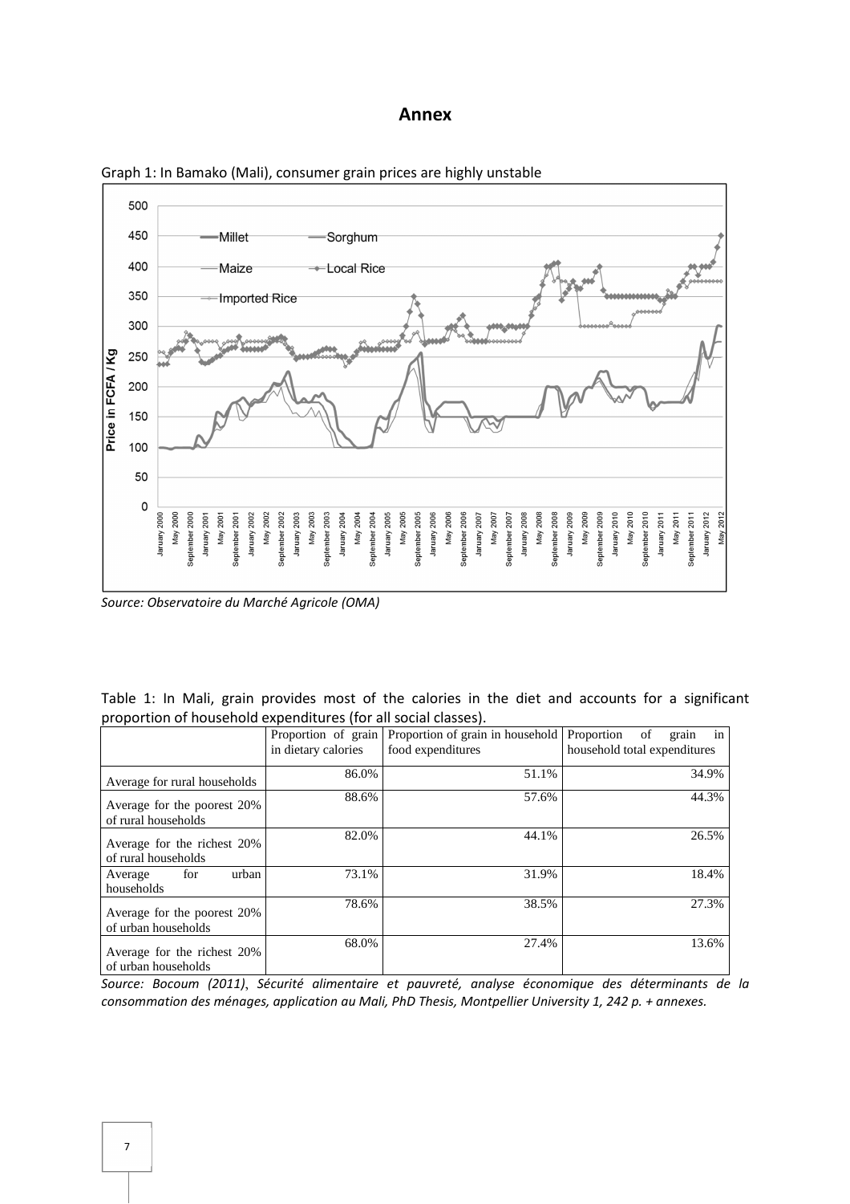## Annex

Graph 1: In Bamako (Mali), consumer grain prices are highly unstable

*Source: Observatoire du Marché Agricole (OMA)*

Table 1: In Mali, grain provides most of the calories in the diet and accounts for a significant proportion of household expenditures (for all social classes).

| | Proportion of grain in dietary calories | Proportion of grain in household food expenditures | Proportion of grain in household total expenditures |
|---|---|---|---|
| Average for rural households | 86.0% | 51.1% | 34.9% |
| Average for the poorest 20% of rural households | 88.6% | 57.6% | 44.3% |
| Average for the richest 20% of rural households | 82.0% | 44.1% | 26.5% |
| Average for urban households | 73.1% | 31.9% | 18.4% |
| Average for the poorest 20% of urban households | 78.6% | 38.5% | 27.3% |
| Average for the richest 20% of urban households | 68.0% | 27.4% | 13.6% |

*Source: Bocoum (2011), Sécurité alimentaire et pauvreté, analyse économique des déterminants de la consommation des ménages, application au Mali, PhD Thesis, Montpellier University 1, 242 p. + annexes.*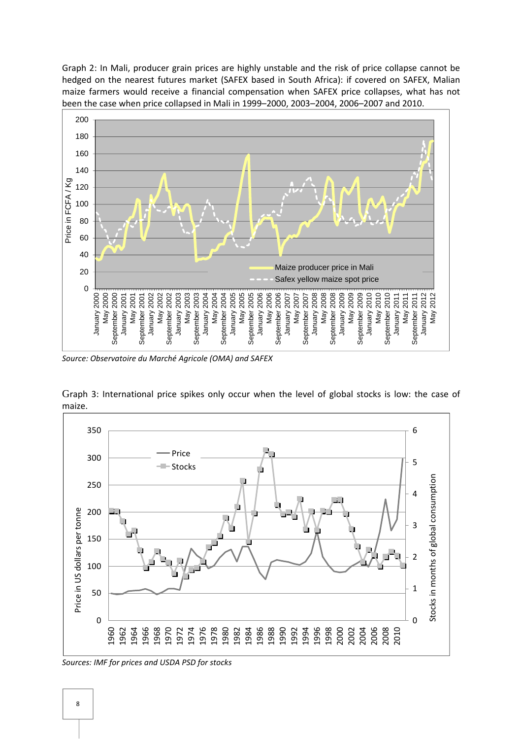Graph 2: In Mali, producer grain prices are highly unstable and the risk of price collapse cannot be hedged on the nearest futures market (SAFEX based in South Africa): if covered on SAFEX, Malian maize farmers would receive a financial compensation when SAFEX price collapses, what has not been the case when price collapsed in Mali in 1999–2000, 2003–2004, 2006–2007 and 2010.

Price in FCFA / Kg

200
180
160
140
120
100
80
60
40
20
0

January 2000
May 2000
September 2000
January 2001
May 2001
September 2001
January 2002
May 2002
September 2002
January 2003
May 2003
September 2003
January 2004
May 2004
September 2004
January 2005
May 2005
September 2005
January 2006
May 2006
September 2006
January 2007
May 2007
September 2007
January 2008
May 2008
September 2008
January 2009
May 2009
September 2009
January 2010
May 2010
September 2010
January 2011
May 2011
September 2011
January 2012
May 2012

Maize producer price in Mali
Safex yellow maize spot price

*Source: Observatoire du Marché Agricole (OMA) and SAFEX*

Graph 3: International price spikes only occur when the level of global stocks is low: the case of maize.

Price in US dollars per tonne

350
300
250
200
150
100
50
0

Stocks in months of global consumption

6
5
4
3
2
1
0

1960
1962
1964
1966
1968
1970
1972
1974
1976
1978
1980
1982
1984
1986
1988
1990
1992
1994
1996
1998
2000
2002
2004
2006
2008
2010

Price
Stocks

*Sources: IMF for prices and USDA PSD for stocks*